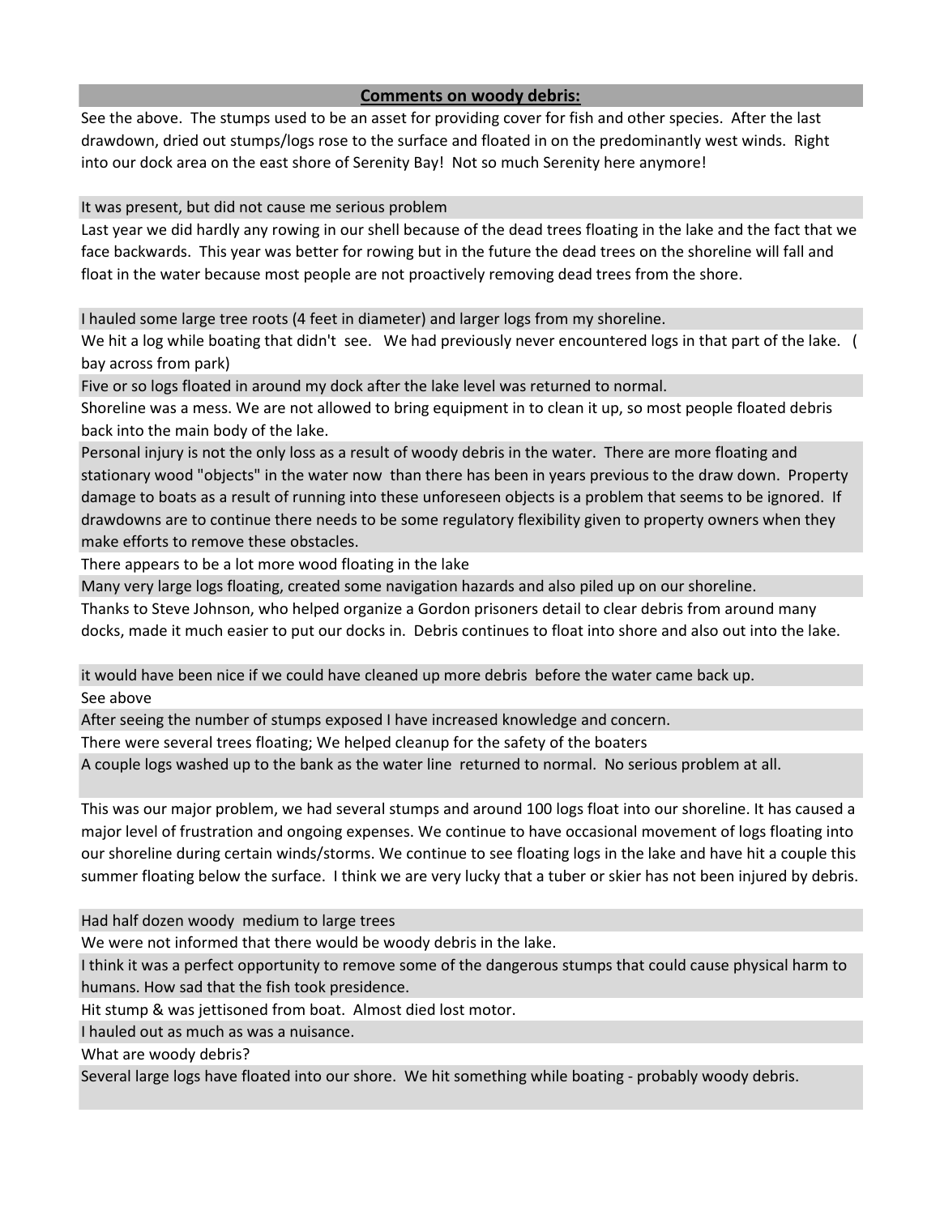## **Comments on woody debris:**

See the above. The stumps used to be an asset for providing cover for fish and other species. After the last drawdown, dried out stumps/logs rose to the surface and floated in on the predominantly west winds. Right into our dock area on the east shore of Serenity Bay! Not so much Serenity here anymore!

It was present, but did not cause me serious problem

Last year we did hardly any rowing in our shell because of the dead trees floating in the lake and the fact that we face backwards. This year was better for rowing but in the future the dead trees on the shoreline will fall and float in the water because most people are not proactively removing dead trees from the shore.

I hauled some large tree roots (4 feet in diameter) and larger logs from my shoreline.

We hit a log while boating that didn't see. We had previously never encountered logs in that part of the lake. ( bay across from park)

Five or so logs floated in around my dock after the lake level was returned to normal.

Shoreline was a mess. We are not allowed to bring equipment in to clean it up, so most people floated debris back into the main body of the lake.

Personal injury is not the only loss as a result of woody debris in the water. There are more floating and stationary wood "objects" in the water now than there has been in years previous to the draw down. Property damage to boats as a result of running into these unforeseen objects is a problem that seems to be ignored. If drawdowns are to continue there needs to be some regulatory flexibility given to property owners when they make efforts to remove these obstacles.

There appears to be a lot more wood floating in the lake

Many very large logs floating, created some navigation hazards and also piled up on our shoreline.

Thanks to Steve Johnson, who helped organize a Gordon prisoners detail to clear debris from around many docks, made it much easier to put our docks in. Debris continues to float into shore and also out into the lake.

it would have been nice if we could have cleaned up more debris before the water came back up.

See above

After seeing the number of stumps exposed I have increased knowledge and concern.

There were several trees floating; We helped cleanup for the safety of the boaters

A couple logs washed up to the bank as the water line returned to normal. No serious problem at all.

This was our major problem, we had several stumps and around 100 logs float into our shoreline. It has caused a major level of frustration and ongoing expenses. We continue to have occasional movement of logs floating into our shoreline during certain winds/storms. We continue to see floating logs in the lake and have hit a couple this summer floating below the surface. I think we are very lucky that a tuber or skier has not been injured by debris.

Had half dozen woody medium to large trees

We were not informed that there would be woody debris in the lake.

I think it was a perfect opportunity to remove some of the dangerous stumps that could cause physical harm to humans. How sad that the fish took presidence.

Hit stump & was jettisoned from boat. Almost died lost motor.

I hauled out as much as was a nuisance.

What are woody debris?

Several large logs have floated into our shore. We hit something while boating - probably woody debris.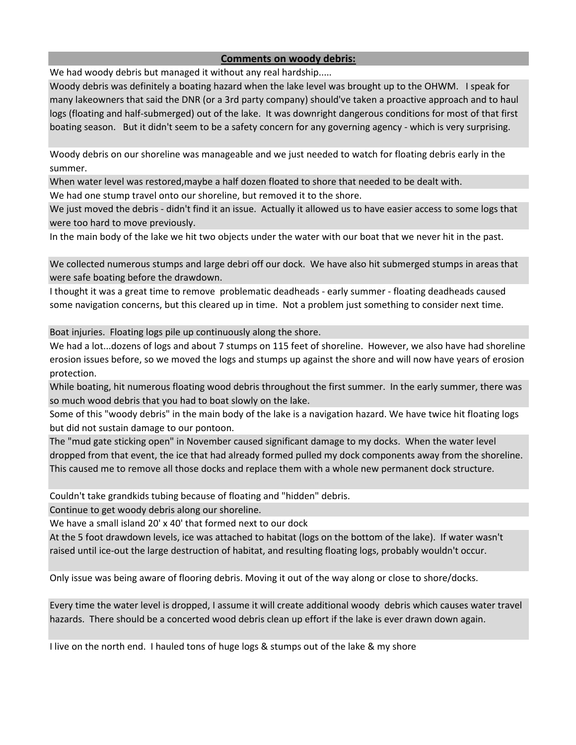**Comments on woody debris:**

We had woody debris but managed it without any real hardship.....

Woody debris was definitely a boating hazard when the lake level was brought up to the OHWM. I speak for many lakeowners that said the DNR (or a 3rd party company) should've taken a proactive approach and to haul logs (floating and half-submerged) out of the lake. It was downright dangerous conditions for most of that first boating season. But it didn't seem to be a safety concern for any governing agency - which is very surprising.

Woody debris on our shoreline was manageable and we just needed to watch for floating debris early in the summer.

When water level was restored,maybe a half dozen floated to shore that needed to be dealt with.

We had one stump travel onto our shoreline, but removed it to the shore.

We just moved the debris - didn't find it an issue. Actually it allowed us to have easier access to some logs that were too hard to move previously.

In the main body of the lake we hit two objects under the water with our boat that we never hit in the past.

We collected numerous stumps and large debri off our dock. We have also hit submerged stumps in areas that were safe boating before the drawdown.

I thought it was a great time to remove problematic deadheads - early summer - floating deadheads caused some navigation concerns, but this cleared up in time. Not a problem just something to consider next time.

Boat injuries. Floating logs pile up continuously along the shore.

We had a lot...dozens of logs and about 7 stumps on 115 feet of shoreline. However, we also have had shoreline erosion issues before, so we moved the logs and stumps up against the shore and will now have years of erosion protection.

While boating, hit numerous floating wood debris throughout the first summer. In the early summer, there was so much wood debris that you had to boat slowly on the lake.

Some of this "woody debris" in the main body of the lake is a navigation hazard. We have twice hit floating logs but did not sustain damage to our pontoon.

The "mud gate sticking open" in November caused significant damage to my docks. When the water level dropped from that event, the ice that had already formed pulled my dock components away from the shoreline. This caused me to remove all those docks and replace them with a whole new permanent dock structure.

Couldn't take grandkids tubing because of floating and "hidden" debris.

Continue to get woody debris along our shoreline.

We have a small island 20' x 40' that formed next to our dock

At the 5 foot drawdown levels, ice was attached to habitat (logs on the bottom of the lake). If water wasn't raised until ice-out the large destruction of habitat, and resulting floating logs, probably wouldn't occur.

Only issue was being aware of flooring debris. Moving it out of the way along or close to shore/docks.

Every time the water level is dropped, I assume it will create additional woody debris which causes water travel hazards. There should be a concerted wood debris clean up effort if the lake is ever drawn down again.

I live on the north end. I hauled tons of huge logs & stumps out of the lake & my shore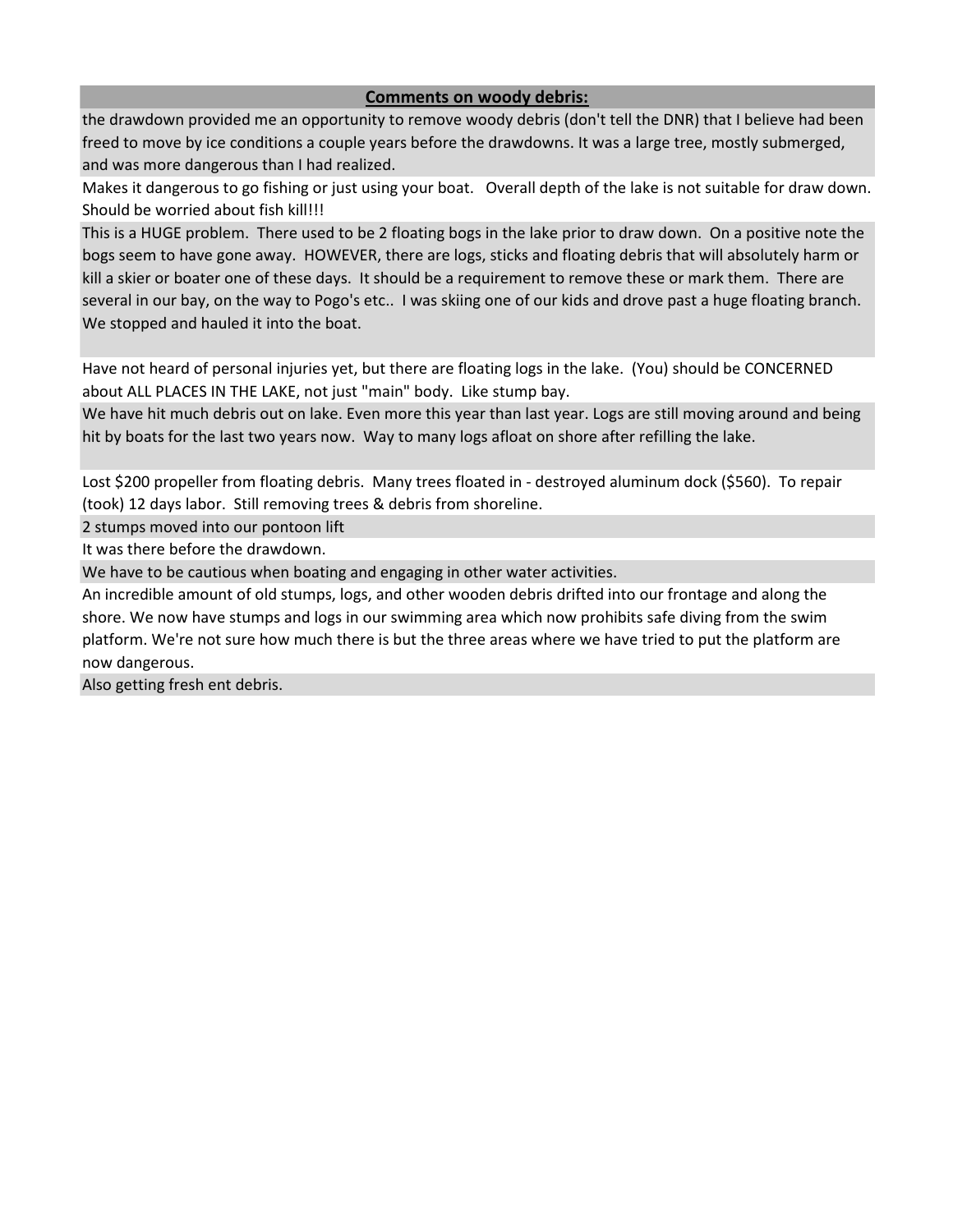| **Comments on woody debris:** |
| --- |
| the drawdown provided me an opportunity to remove woody debris (don't tell the DNR) that I believe had been freed to move by ice conditions a couple years before the drawdowns. It was a large tree, mostly submerged, and was more dangerous than I had realized. |
| Makes it dangerous to go fishing or just using your boat. Overall depth of the lake is not suitable for draw down. Should be worried about fish kill!!! |
| This is a HUGE problem. There used to be 2 floating bogs in the lake prior to draw down. On a positive note the bogs seem to have gone away. HOWEVER, there are logs, sticks and floating debris that will absolutely harm or kill a skier or boater one of these days. It should be a requirement to remove these or mark them. There are several in our bay, on the way to Pogo's etc.. I was skiing one of our kids and drove past a huge floating branch. We stopped and hauled it into the boat. |
| Have not heard of personal injuries yet, but there are floating logs in the lake. (You) should be CONCERNED about ALL PLACES IN THE LAKE, not just "main" body. Like stump bay. |
| We have hit much debris out on lake. Even more this year than last year. Logs are still moving around and being hit by boats for the last two years now. Way to many logs afloat on shore after refilling the lake. |
| Lost $200 propeller from floating debris. Many trees floated in - destroyed aluminum dock ($560). To repair (took) 12 days labor. Still removing trees & debris from shoreline. |
| 2 stumps moved into our pontoon lift |
| It was there before the drawdown. |
| We have to be cautious when boating and engaging in other water activities. |
| An incredible amount of old stumps, logs, and other wooden debris drifted into our frontage and along the shore. We now have stumps and logs in our swimming area which now prohibits safe diving from the swim platform. We're not sure how much there is but the three areas where we have tried to put the platform are now dangerous. |
| Also getting fresh ent debris. |